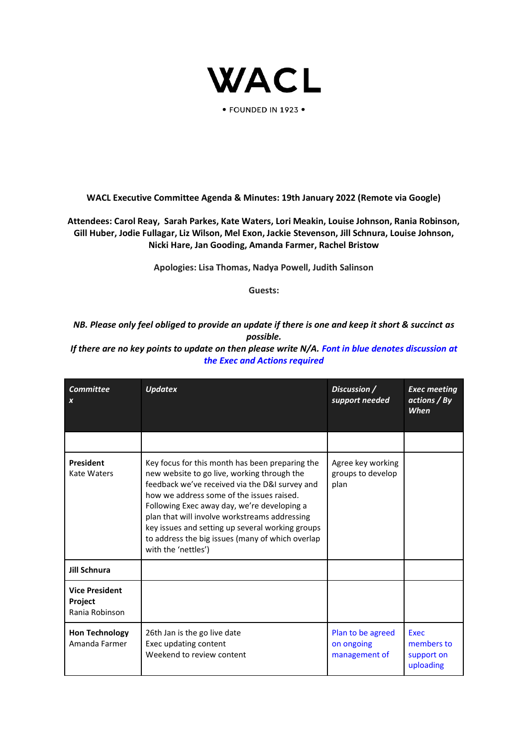# WACL

• FOUNDED IN 1923 •

**WACL Executive Committee Agenda & Minutes: 19th January 2022 (Remote via Google)**

**Attendees: Carol Reay, Sarah Parkes, Kate Waters, Lori Meakin, Louise Johnson, Rania Robinson, Gill Huber, Jodie Fullagar, Liz Wilson, Mel Exon, Jackie Stevenson, Jill Schnura, Louise Johnson, Nicki Hare, Jan Gooding, Amanda Farmer, Rachel Bristow**

**Apologies: Lisa Thomas, Nadya Powell, Judith Salinson**

**Guests:**

***NB. Please only feel obliged to provide an update if there is one and keep it short & succinct as possible.***
***If there are no key points to update on then please write N/A. Font in blue denotes discussion at the Exec and Actions required***

| ***Committee x*** | ***Updatex*** | ***Discussion / support needed*** | ***Exec meeting actions / By When*** |
|---|---|---|---|
| | | | |
| **President** Kate Waters | Key focus for this month has been preparing the new website to go live, working through the feedback we've received via the D&I survey and how we address some of the issues raised. Following Exec away day, we're developing a plan that will involve workstreams addressing key issues and setting up several working groups to address the big issues (many of which overlap with the 'nettles') | Agree key working groups to develop plan | |
| **Jill Schnura** | | | |
| **Vice President Project** Rania Robinson | | | |
| **Hon Technology** Amanda Farmer | 26th Jan is the go live date<br>Exec updating content<br>Weekend to review content | Plan to be agreed on ongoing management of | Exec members to support on uploading |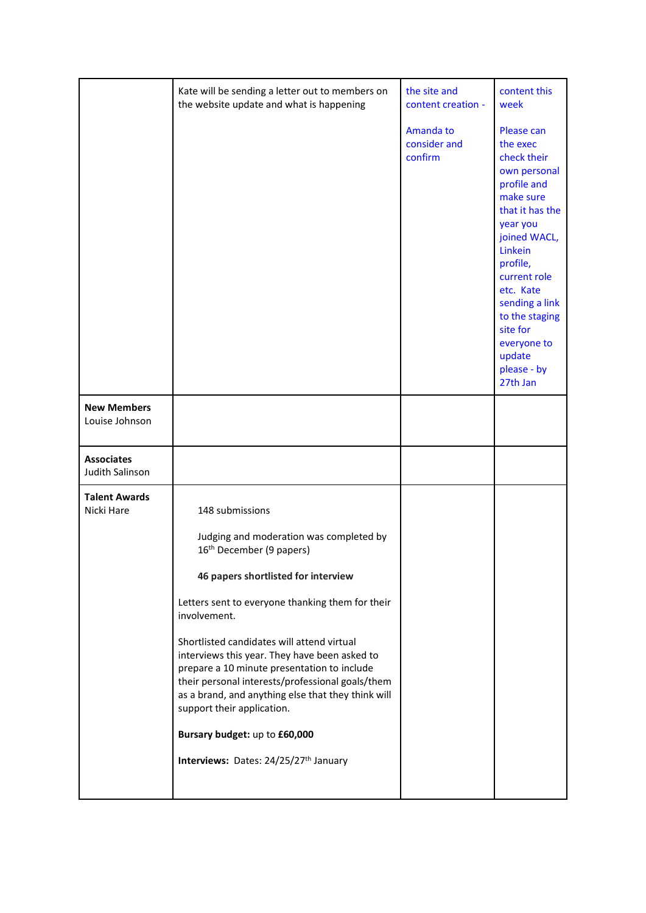| | | | |
|---|---|---|---|
| | Kate will be sending a letter out to members on the website update and what is happening | the site and content creation - <br><br> Amanda to consider and confirm | content this week <br><br> Please can the exec check their own personal profile and make sure that it has the year you joined WACL, Linkein profile, current role etc. Kate sending a link to the staging site for everyone to update please - by 27th Jan |
| **New Members** <br> Louise Johnson | | | |
| **Associates** <br> Judith Salinson | | | |
| **Talent Awards** <br> Nicki Hare | 148 submissions <br><br> Judging and moderation was completed by 16th December (9 papers) <br><br> **46 papers shortlisted for interview** <br><br> Letters sent to everyone thanking them for their involvement. <br><br> Shortlisted candidates will attend virtual interviews this year. They have been asked to prepare a 10 minute presentation to include their personal interests/professional goals/them as a brand, and anything else that they think will support their application. <br><br> **Bursary budget:** up to **£60,000** <br><br> **Interviews:** Dates: 24/25/27th January | | |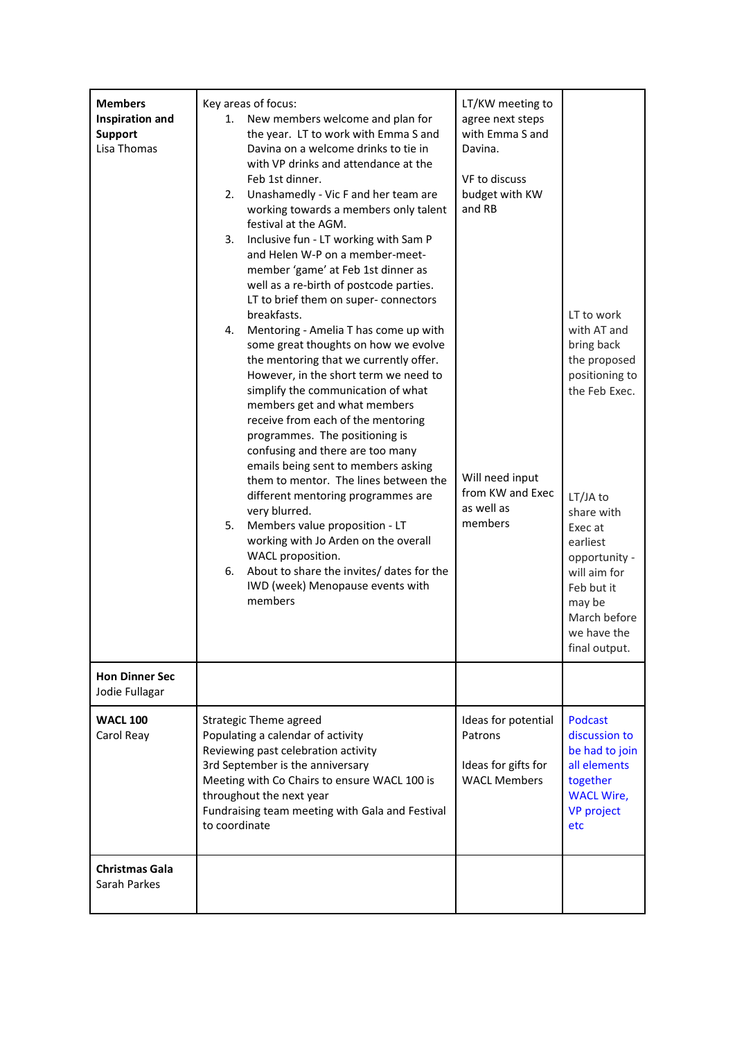| | | | |
|---|---|---|---|
| **Members Inspiration and Support**<br>Lisa Thomas | Key areas of focus:<br>1. New members welcome and plan for the year. LT to work with Emma S and Davina on a welcome drinks to tie in with VP drinks and attendance at the Feb 1st dinner.<br>2. Unashamedly - Vic F and her team are working towards a members only talent festival at the AGM.<br>3. Inclusive fun - LT working with Sam P and Helen W-P on a member-meet-member 'game' at Feb 1st dinner as well as a re-birth of postcode parties. LT to brief them on super- connectors breakfasts.<br>4. Mentoring - Amelia T has come up with some great thoughts on how we evolve the mentoring that we currently offer. However, in the short term we need to simplify the communication of what members get and what members receive from each of the mentoring programmes. The positioning is confusing and there are too many emails being sent to members asking them to mentor. The lines between the different mentoring programmes are very blurred.<br>5. Members value proposition - LT working with Jo Arden on the overall WACL proposition.<br>6. About to share the invites/ dates for the IWD (week) Menopause events with members | LT/KW meeting to agree next steps with Emma S and Davina.<br><br>VF to discuss budget with KW and RB<br><br>Will need input from KW and Exec as well as members | LT to work with AT and bring back the proposed positioning to the Feb Exec.<br><br>LT/JA to share with Exec at earliest opportunity - will aim for Feb but it may be March before we have the final output. |
| **Hon Dinner Sec**<br>Jodie Fullagar | | | |
| **WACL 100**<br>Carol Reay | Strategic Theme agreed<br>Populating a calendar of activity<br>Reviewing past celebration activity<br>3rd September is the anniversary<br>Meeting with Co Chairs to ensure WACL 100 is throughout the next year<br>Fundraising team meeting with Gala and Festival to coordinate | Ideas for potential Patrons<br><br>Ideas for gifts for WACL Members | Podcast discussion to be had to join all elements together WACL Wire, VP project etc |
| **Christmas Gala**<br>Sarah Parkes | | | |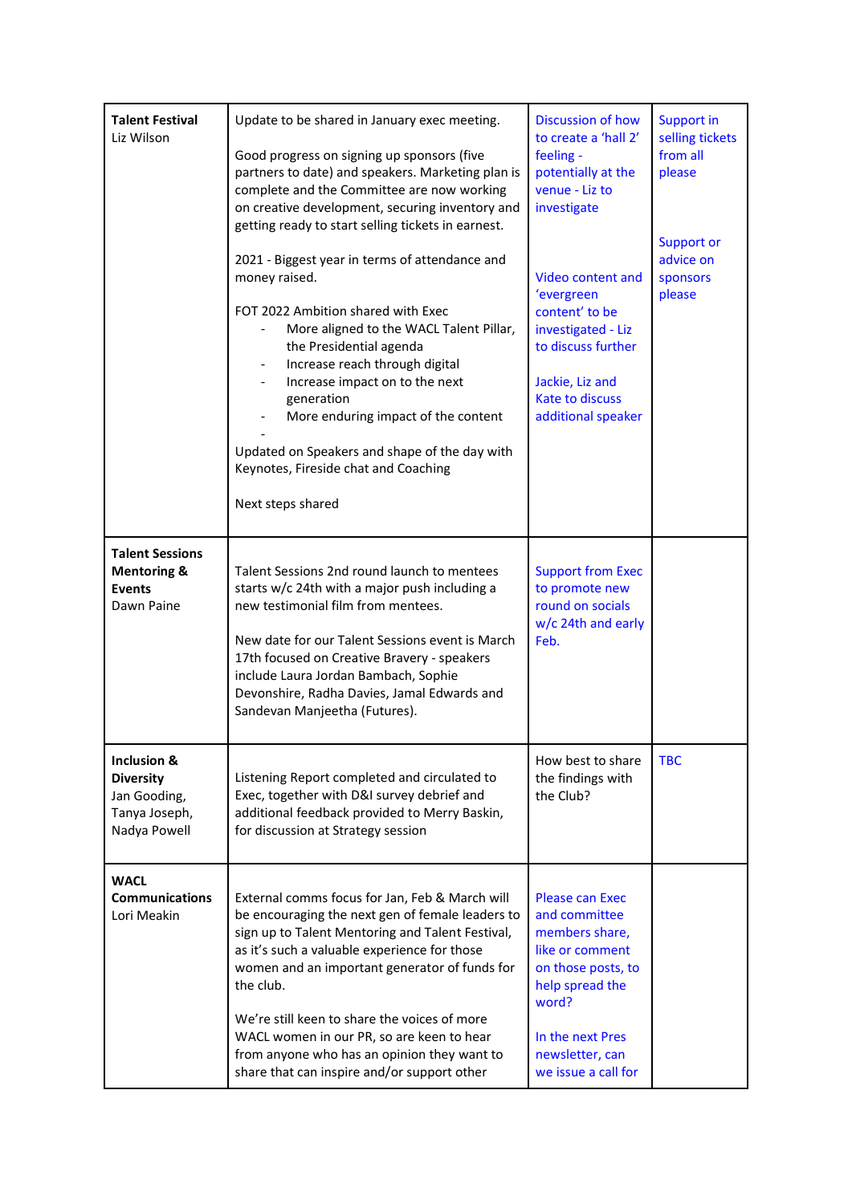| **Talent Festival** Liz Wilson | Update to be shared in January exec meeting.<br><br>Good progress on signing up sponsors (five partners to date) and speakers. Marketing plan is complete and the Committee are now working on creative development, securing inventory and getting ready to start selling tickets in earnest.<br><br>2021 - Biggest year in terms of attendance and money raised.<br><br>FOT 2022 Ambition shared with Exec<br>- More aligned to the WACL Talent Pillar, the Presidential agenda<br>- Increase reach through digital<br>- Increase impact on to the next generation<br>- More enduring impact of the content<br>-<br><br>Updated on Speakers and shape of the day with Keynotes, Fireside chat and Coaching<br><br>Next steps shared | Discussion of how to create a 'hall 2' feeling - potentially at the venue - Liz to investigate<br><br>Video content and 'evergreen content' to be investigated - Liz to discuss further<br><br>Jackie, Liz and Kate to discuss additional speaker | Support in selling tickets from all please<br><br>Support or advice on sponsors please |
|---|---|---|---|
| **Talent Sessions Mentoring & Events** Dawn Paine | Talent Sessions 2nd round launch to mentees starts w/c 24th with a major push including a new testimonial film from mentees.<br><br>New date for our Talent Sessions event is March 17th focused on Creative Bravery - speakers include Laura Jordan Bambach, Sophie Devonshire, Radha Davies, Jamal Edwards and Sandevan Manjeetha (Futures). | Support from Exec to promote new round on socials w/c 24th and early Feb. | |
| **Inclusion & Diversity** Jan Gooding, Tanya Joseph, Nadya Powell | Listening Report completed and circulated to Exec, together with D&I survey debrief and additional feedback provided to Merry Baskin, for discussion at Strategy session | How best to share the findings with the Club? | TBC |
| **WACL Communications** Lori Meakin | External comms focus for Jan, Feb & March will be encouraging the next gen of female leaders to sign up to Talent Mentoring and Talent Festival, as it's such a valuable experience for those women and an important generator of funds for the club.<br><br>We're still keen to share the voices of more WACL women in our PR, so are keen to hear from anyone who has an opinion they want to share that can inspire and/or support other | Please can Exec and committee members share, like or comment on those posts, to help spread the word?<br><br>In the next Pres newsletter, can we issue a call for | |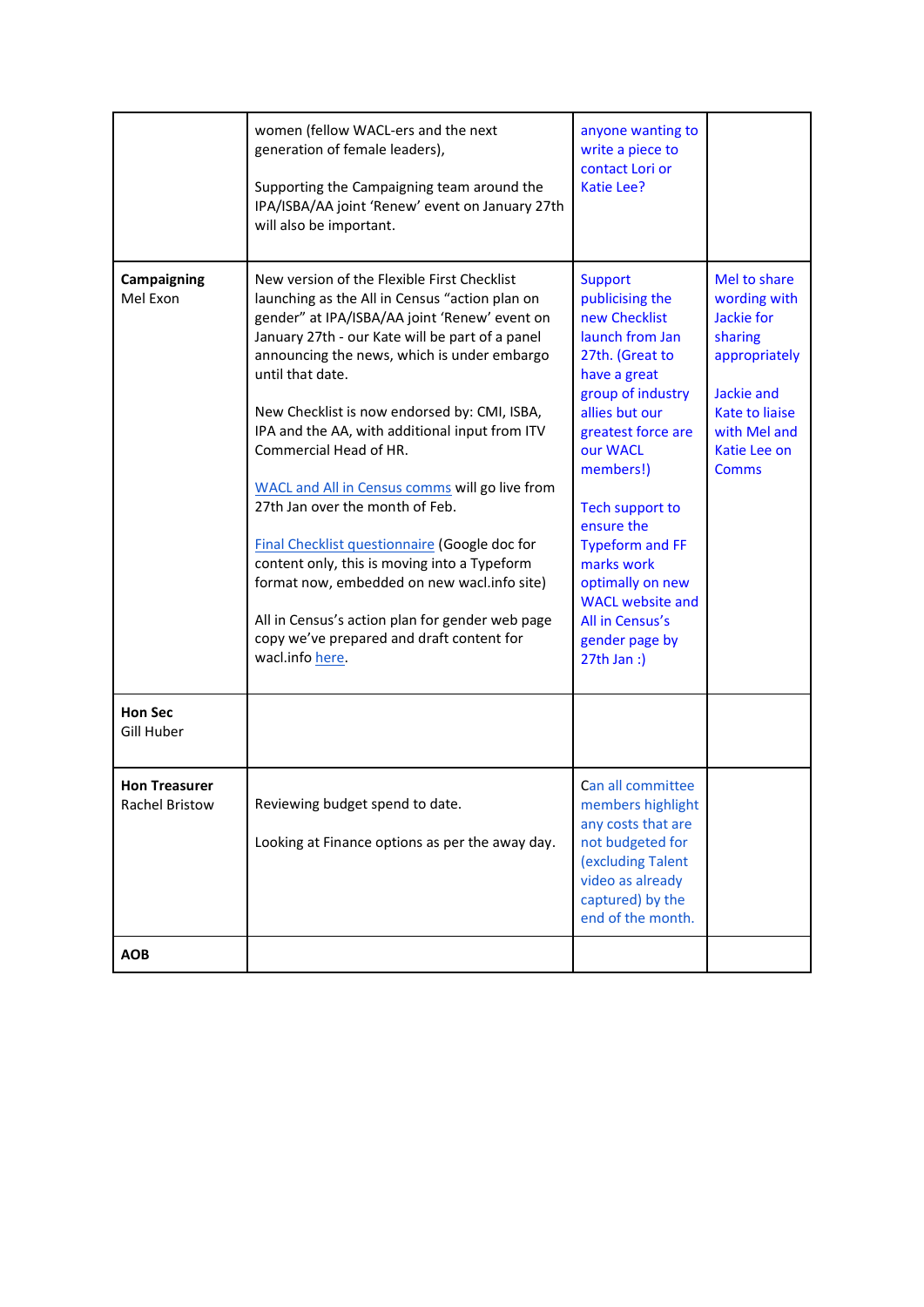| | | | |
|---|---|---|---|
| | women (fellow WACL-ers and the next generation of female leaders),<br><br>Supporting the Campaigning team around the IPA/ISBA/AA joint 'Renew' event on January 27th will also be important. | anyone wanting to write a piece to contact Lori or Katie Lee? | |
| **Campaigning**<br>Mel Exon | New version of the Flexible First Checklist launching as the All in Census "action plan on gender" at IPA/ISBA/AA joint 'Renew' event on January 27th - our Kate will be part of a panel announcing the news, which is under embargo until that date.<br><br>New Checklist is now endorsed by: CMI, ISBA, IPA and the AA, with additional input from ITV Commercial Head of HR.<br><br>WACL and All in Census comms will go live from 27th Jan over the month of Feb.<br><br>Final Checklist questionnaire (Google doc for content only, this is moving into a Typeform format now, embedded on new wacl.info site)<br><br>All in Census's action plan for gender web page copy we've prepared and draft content for wacl.info here. | Support publicising the new Checklist launch from Jan 27th. (Great to have a great group of industry allies but our greatest force are our WACL members!)<br><br>Tech support to ensure the Typeform and FF marks work optimally on new WACL website and All in Census's gender page by 27th Jan :) | Mel to share wording with Jackie for sharing appropriately<br><br>Jackie and Kate to liaise with Mel and Katie Lee on Comms |
| **Hon Sec**<br>Gill Huber | | | |
| **Hon Treasurer**<br>Rachel Bristow | Reviewing budget spend to date.<br><br>Looking at Finance options as per the away day. | Can all committee members highlight any costs that are not budgeted for (excluding Talent video as already captured) by the end of the month. | |
| **AOB** | | | |